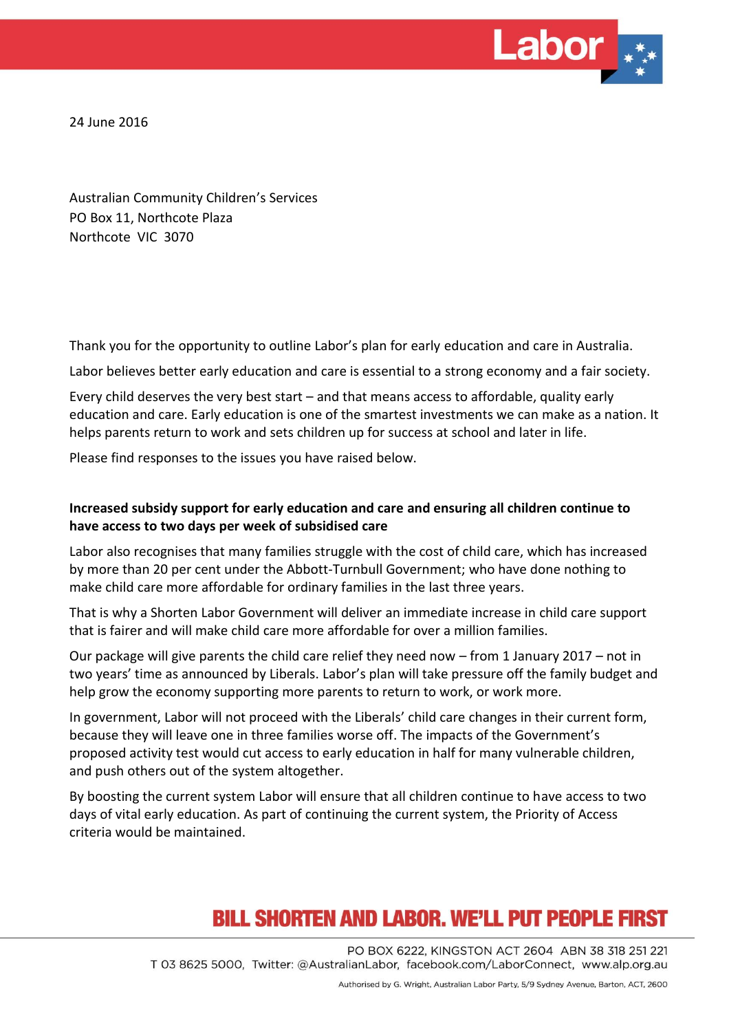24 June 2016

Australian Community Children's Services
PO Box 11, Northcote Plaza
Northcote VIC 3070

Thank you for the opportunity to outline Labor's plan for early education and care in Australia.

Labor believes better early education and care is essential to a strong economy and a fair society.

Every child deserves the very best start – and that means access to affordable, quality early education and care. Early education is one of the smartest investments we can make as a nation. It helps parents return to work and sets children up for success at school and later in life.

Please find responses to the issues you have raised below.

**Increased subsidy support for early education and care and ensuring all children continue to have access to two days per week of subsidised care**

Labor also recognises that many families struggle with the cost of child care, which has increased by more than 20 per cent under the Abbott-Turnbull Government; who have done nothing to make child care more affordable for ordinary families in the last three years.

That is why a Shorten Labor Government will deliver an immediate increase in child care support that is fairer and will make child care more affordable for over a million families.

Our package will give parents the child care relief they need now – from 1 January 2017 – not in two years' time as announced by Liberals. Labor's plan will take pressure off the family budget and help grow the economy supporting more parents to return to work, or work more.

In government, Labor will not proceed with the Liberals' child care changes in their current form, because they will leave one in three families worse off. The impacts of the Government's proposed activity test would cut access to early education in half for many vulnerable children, and push others out of the system altogether.

By boosting the current system Labor will ensure that all children continue to have access to two days of vital early education. As part of continuing the current system, the Priority of Access criteria would be maintained.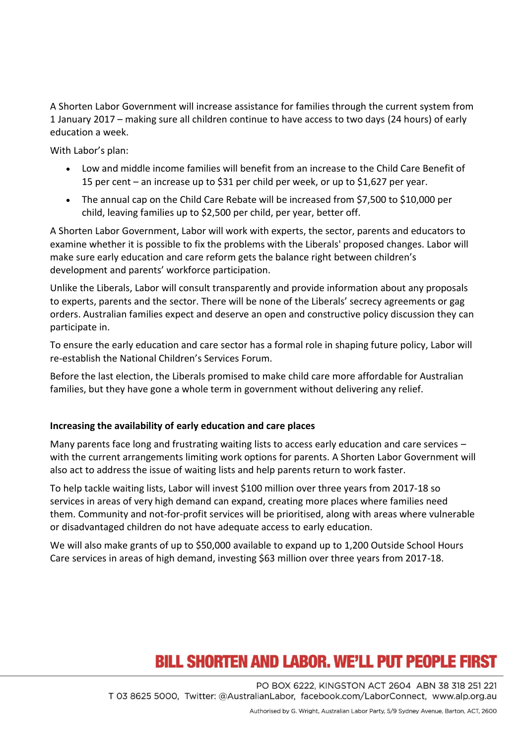A Shorten Labor Government will increase assistance for families through the current system from 1 January 2017 – making sure all children continue to have access to two days (24 hours) of early education a week.

With Labor's plan:

- Low and middle income families will benefit from an increase to the Child Care Benefit of 15 per cent – an increase up to $31 per child per week, or up to $1,627 per year.
- The annual cap on the Child Care Rebate will be increased from $7,500 to $10,000 per child, leaving families up to $2,500 per child, per year, better off.

A Shorten Labor Government, Labor will work with experts, the sector, parents and educators to examine whether it is possible to fix the problems with the Liberals' proposed changes. Labor will make sure early education and care reform gets the balance right between children's development and parents' workforce participation.

Unlike the Liberals, Labor will consult transparently and provide information about any proposals to experts, parents and the sector. There will be none of the Liberals' secrecy agreements or gag orders. Australian families expect and deserve an open and constructive policy discussion they can participate in.

To ensure the early education and care sector has a formal role in shaping future policy, Labor will re-establish the National Children's Services Forum.

Before the last election, the Liberals promised to make child care more affordable for Australian families, but they have gone a whole term in government without delivering any relief.

**Increasing the availability of early education and care places**

Many parents face long and frustrating waiting lists to access early education and care services – with the current arrangements limiting work options for parents. A Shorten Labor Government will also act to address the issue of waiting lists and help parents return to work faster.

To help tackle waiting lists, Labor will invest $100 million over three years from 2017-18 so services in areas of very high demand can expand, creating more places where families need them. Community and not-for-profit services will be prioritised, along with areas where vulnerable or disadvantaged children do not have adequate access to early education.

We will also make grants of up to $50,000 available to expand up to 1,200 Outside School Hours Care services in areas of high demand, investing $63 million over three years from 2017-18.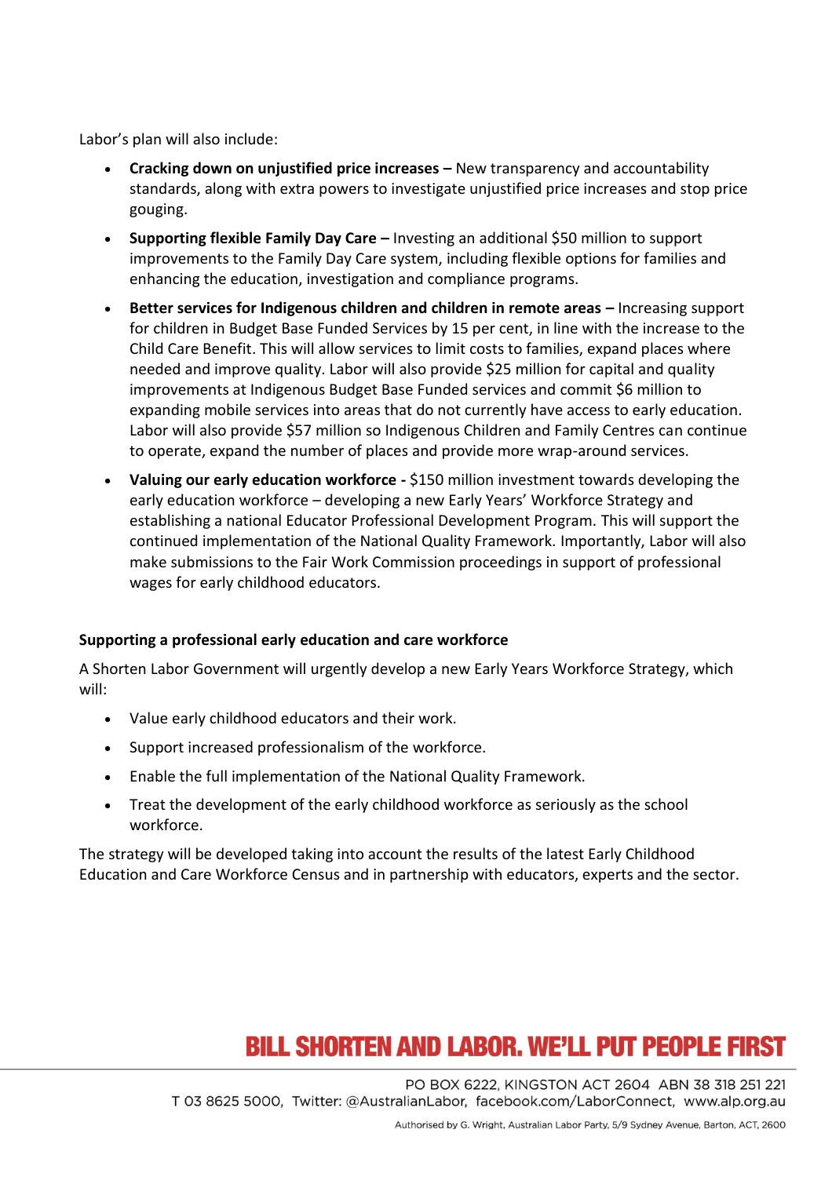Labor's plan will also include:

- **Cracking down on unjustified price increases –** New transparency and accountability standards, along with extra powers to investigate unjustified price increases and stop price gouging.
- **Supporting flexible Family Day Care –** Investing an additional $50 million to support improvements to the Family Day Care system, including flexible options for families and enhancing the education, investigation and compliance programs.
- **Better services for Indigenous children and children in remote areas –** Increasing support for children in Budget Base Funded Services by 15 per cent, in line with the increase to the Child Care Benefit. This will allow services to limit costs to families, expand places where needed and improve quality. Labor will also provide $25 million for capital and quality improvements at Indigenous Budget Base Funded services and commit $6 million to expanding mobile services into areas that do not currently have access to early education. Labor will also provide $57 million so Indigenous Children and Family Centres can continue to operate, expand the number of places and provide more wrap-around services.
- **Valuing our early education workforce -** $150 million investment towards developing the early education workforce – developing a new Early Years' Workforce Strategy and establishing a national Educator Professional Development Program. This will support the continued implementation of the National Quality Framework. Importantly, Labor will also make submissions to the Fair Work Commission proceedings in support of professional wages for early childhood educators.

**Supporting a professional early education and care workforce**

A Shorten Labor Government will urgently develop a new Early Years Workforce Strategy, which will:

- Value early childhood educators and their work.
- Support increased professionalism of the workforce.
- Enable the full implementation of the National Quality Framework.
- Treat the development of the early childhood workforce as seriously as the school workforce.

The strategy will be developed taking into account the results of the latest Early Childhood Education and Care Workforce Census and in partnership with educators, experts and the sector.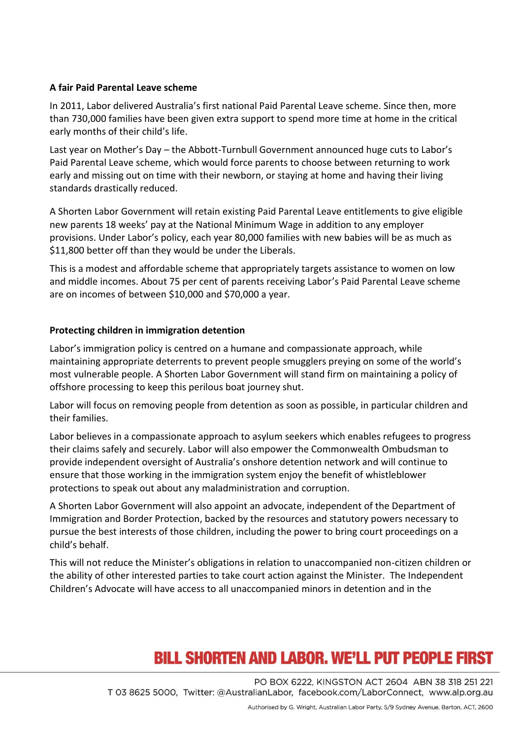**A fair Paid Parental Leave scheme**

In 2011, Labor delivered Australia's first national Paid Parental Leave scheme. Since then, more than 730,000 families have been given extra support to spend more time at home in the critical early months of their child's life.

Last year on Mother's Day – the Abbott-Turnbull Government announced huge cuts to Labor's Paid Parental Leave scheme, which would force parents to choose between returning to work early and missing out on time with their newborn, or staying at home and having their living standards drastically reduced.

A Shorten Labor Government will retain existing Paid Parental Leave entitlements to give eligible new parents 18 weeks' pay at the National Minimum Wage in addition to any employer provisions. Under Labor's policy, each year 80,000 families with new babies will be as much as $11,800 better off than they would be under the Liberals.

This is a modest and affordable scheme that appropriately targets assistance to women on low and middle incomes. About 75 per cent of parents receiving Labor's Paid Parental Leave scheme are on incomes of between $10,000 and $70,000 a year.

**Protecting children in immigration detention**

Labor's immigration policy is centred on a humane and compassionate approach, while maintaining appropriate deterrents to prevent people smugglers preying on some of the world's most vulnerable people. A Shorten Labor Government will stand firm on maintaining a policy of offshore processing to keep this perilous boat journey shut.

Labor will focus on removing people from detention as soon as possible, in particular children and their families.

Labor believes in a compassionate approach to asylum seekers which enables refugees to progress their claims safely and securely. Labor will also empower the Commonwealth Ombudsman to provide independent oversight of Australia's onshore detention network and will continue to ensure that those working in the immigration system enjoy the benefit of whistleblower protections to speak out about any maladministration and corruption.

A Shorten Labor Government will also appoint an advocate, independent of the Department of Immigration and Border Protection, backed by the resources and statutory powers necessary to pursue the best interests of those children, including the power to bring court proceedings on a child's behalf.

This will not reduce the Minister's obligations in relation to unaccompanied non-citizen children or the ability of other interested parties to take court action against the Minister. The Independent Children's Advocate will have access to all unaccompanied minors in detention and in the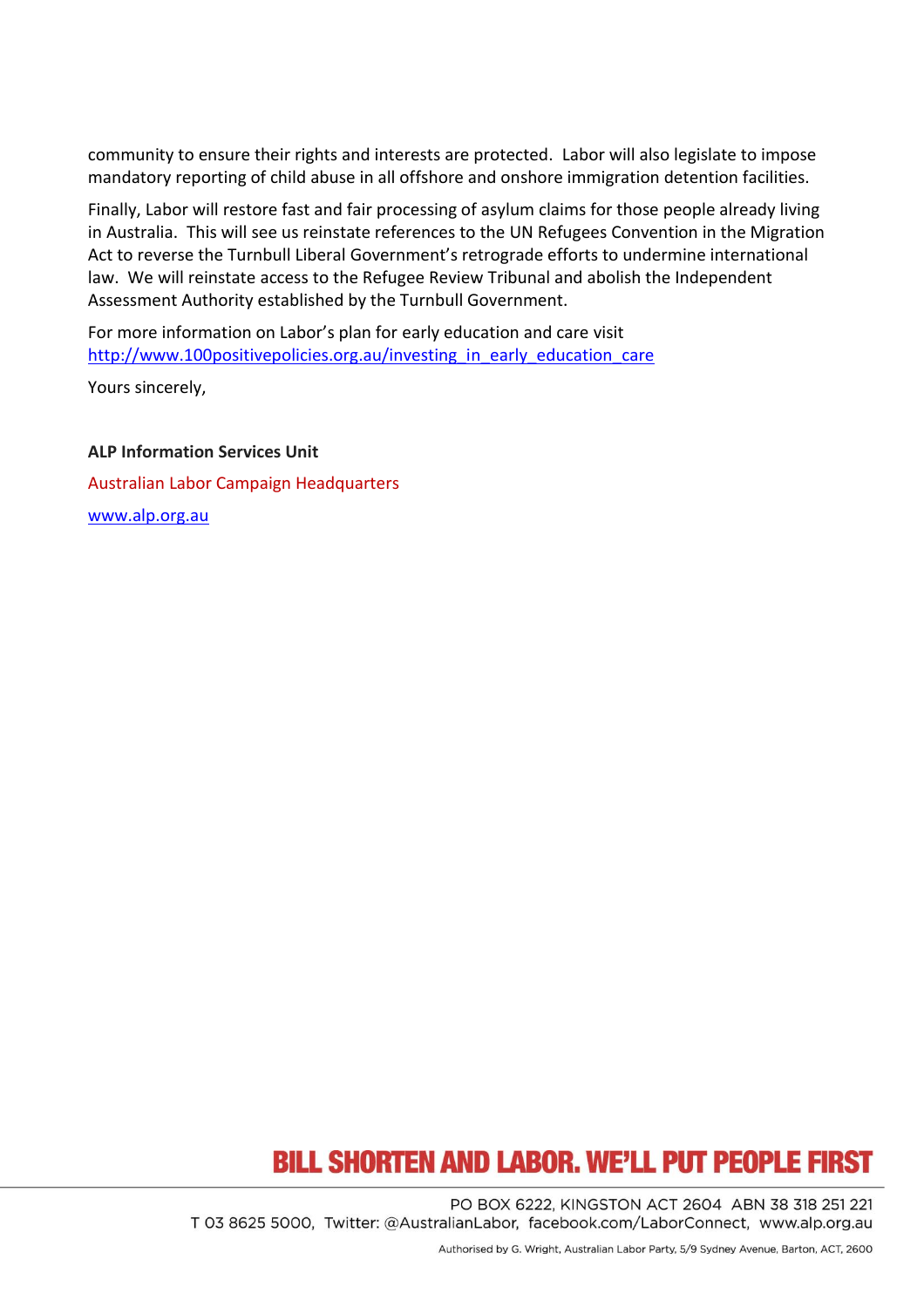community to ensure their rights and interests are protected. Labor will also legislate to impose mandatory reporting of child abuse in all offshore and onshore immigration detention facilities.

Finally, Labor will restore fast and fair processing of asylum claims for those people already living in Australia. This will see us reinstate references to the UN Refugees Convention in the Migration Act to reverse the Turnbull Liberal Government's retrograde efforts to undermine international law. We will reinstate access to the Refugee Review Tribunal and abolish the Independent Assessment Authority established by the Turnbull Government.

For more information on Labor's plan for early education and care visit http://www.100positivepolicies.org.au/investing_in_early_education_care

Yours sincerely,

**ALP Information Services Unit**

Australian Labor Campaign Headquarters

www.alp.org.au

**BILL SHORTEN AND LABOR. WE'LL PUT PEOPLE FIRST**

PO BOX 6222, KINGSTON ACT 2604 ABN 38 318 251 221

T 03 8625 5000, Twitter: @AustralianLabor, facebook.com/LaborConnect, www.alp.org.au

Authorised by G. Wright, Australian Labor Party, 5/9 Sydney Avenue, Barton, ACT, 2600